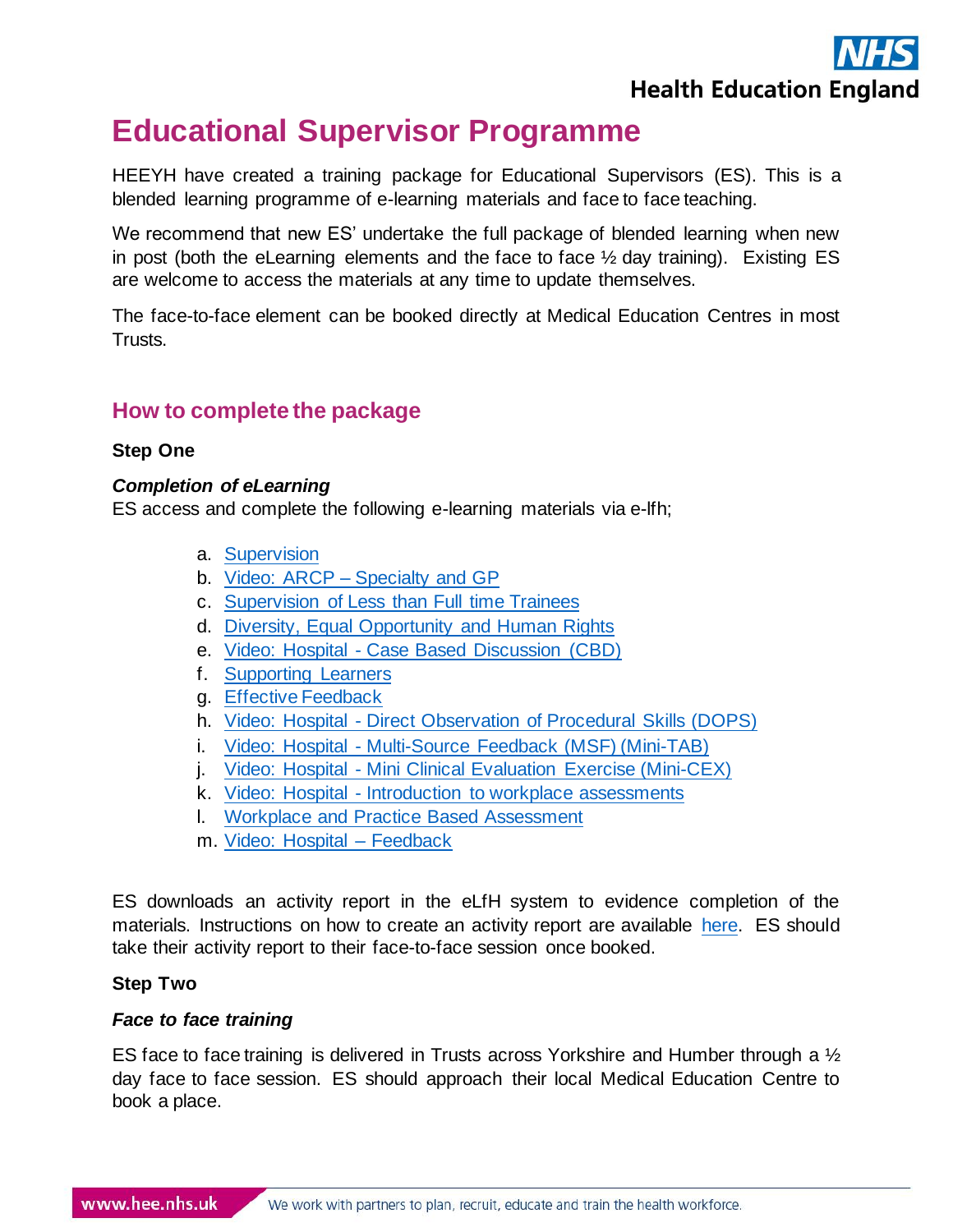# Educational Supervisor Programme

HEEYH have created a training package for Educational Supervisors (ES). This is a blended learning programme of e-learning materials and face to face teaching.

We recommend that new ES' undertake the full package of blended learning when new in post (both the eLearning elements and the face to face ½ day training). Existing ES are welcome to access the materials at any time to update themselves.

The face-to-face element can be booked directly at Medical Education Centres in most Trusts.

## How to complete the package

**Step One**

***Completion of eLearning***

ES access and complete the following e-learning materials via e-lfh;

a. Supervision
b. Video: ARCP – Specialty and GP
c. Supervision of Less than Full time Trainees
d. Diversity, Equal Opportunity and Human Rights
e. Video: Hospital - Case Based Discussion (CBD)
f. Supporting Learners
g. Effective Feedback
h. Video: Hospital - Direct Observation of Procedural Skills (DOPS)
i. Video: Hospital - Multi-Source Feedback (MSF) (Mini-TAB)
j. Video: Hospital - Mini Clinical Evaluation Exercise (Mini-CEX)
k. Video: Hospital - Introduction to workplace assessments
l. Workplace and Practice Based Assessment
m. Video: Hospital – Feedback

ES downloads an activity report in the eLfH system to evidence completion of the materials. Instructions on how to create an activity report are available here. ES should take their activity report to their face-to-face session once booked.

**Step Two**

***Face to face training***

ES face to face training is delivered in Trusts across Yorkshire and Humber through a ½ day face to face session. ES should approach their local Medical Education Centre to book a place.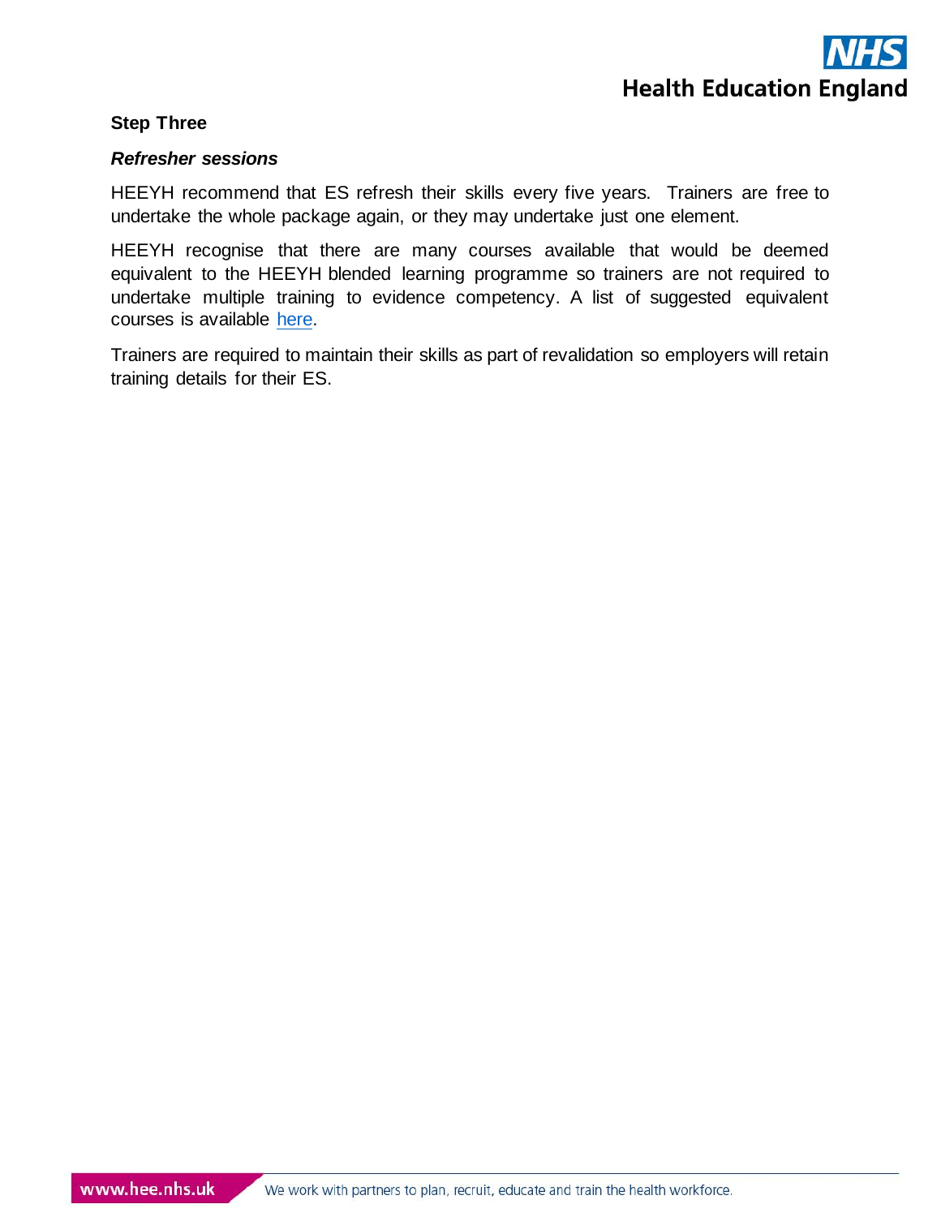**Step Three**

***Refresher sessions***

HEEYH recommend that ES refresh their skills every five years. Trainers are free to undertake the whole package again, or they may undertake just one element.

HEEYH recognise that there are many courses available that would be deemed equivalent to the HEEYH blended learning programme so trainers are not required to undertake multiple training to evidence competency. A list of suggested equivalent courses is available here.

Trainers are required to maintain their skills as part of revalidation so employers will retain training details for their ES.